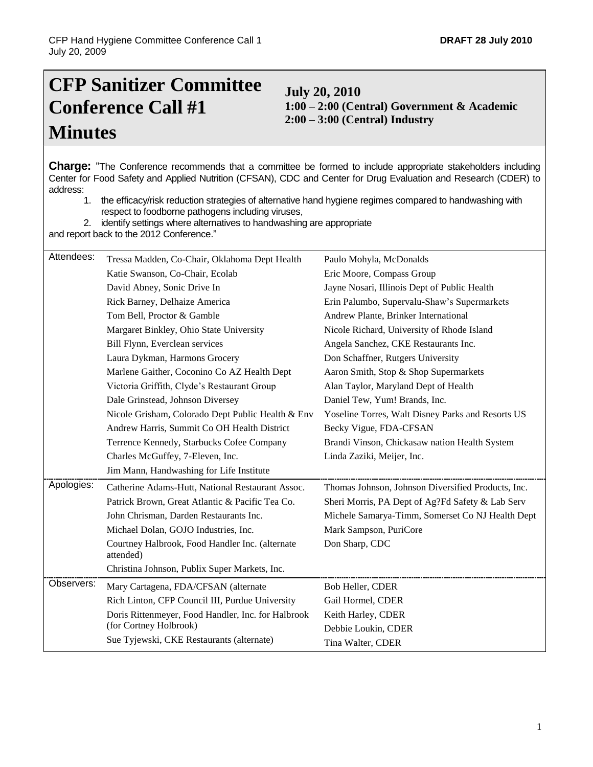# CFP Sanitizer Committee Conference Call #1 Minutes

**July 20, 2010**
**1:00 – 2:00 (Central) Government & Academic**
**2:00 – 3:00 (Central) Industry**

**Charge:** "The Conference recommends that a committee be formed to include appropriate stakeholders including Center for Food Safety and Applied Nutrition (CFSAN), CDC and Center for Drug Evaluation and Research (CDER) to address:

1. the efficacy/risk reduction strategies of alternative hand hygiene regimes compared to handwashing with respect to foodborne pathogens including viruses,
2. identify settings where alternatives to handwashing are appropriate

and report back to the 2012 Conference."

| | | |
|---|---|---|
| Attendees: | Tressa Madden, Co-Chair, Oklahoma Dept Health | Paulo Mohyla, McDonalds |
| | Katie Swanson, Co-Chair, Ecolab | Eric Moore, Compass Group |
| | David Abney, Sonic Drive In | Jayne Nosari, Illinois Dept of Public Health |
| | Rick Barney, Delhaize America | Erin Palumbo, Supervalu-Shaw's Supermarkets |
| | Tom Bell, Proctor & Gamble | Andrew Plante, Brinker International |
| | Margaret Binkley, Ohio State University | Nicole Richard, University of Rhode Island |
| | Bill Flynn, Everclean services | Angela Sanchez, CKE Restaurants Inc. |
| | Laura Dykman, Harmons Grocery | Don Schaffner, Rutgers University |
| | Marlene Gaither, Coconino Co AZ Health Dept | Aaron Smith, Stop & Shop Supermarkets |
| | Victoria Griffith, Clyde's Restaurant Group | Alan Taylor, Maryland Dept of Health |
| | Dale Grinstead, Johnson Diversey | Daniel Tew, Yum! Brands, Inc. |
| | Nicole Grisham, Colorado Dept Public Health & Env | Yoseline Torres, Walt Disney Parks and Resorts US |
| | Andrew Harris, Summit Co OH Health District | Becky Vigue, FDA-CFSAN |
| | Terrence Kennedy, Starbucks Cofee Company | Brandi Vinson, Chickasaw nation Health System |
| | Charles McGuffey, 7-Eleven, Inc. | Linda Zaziki, Meijer, Inc. |
| | Jim Mann, Handwashing for Life Institute | |
| Apologies: | Catherine Adams-Hutt, National Restaurant Assoc. | Thomas Johnson, Johnson Diversified Products, Inc. |
| | Patrick Brown, Great Atlantic & Pacific Tea Co. | Sheri Morris, PA Dept of Ag?Fd Safety & Lab Serv |
| | John Chrisman, Darden Restaurants Inc. | Michele Samarya-Timm, Somerset Co NJ Health Dept |
| | Michael Dolan, GOJO Industries, Inc. | Mark Sampson, PuriCore |
| | Courtney Halbrook, Food Handler Inc. (alternate attended) | Don Sharp, CDC |
| | Christina Johnson, Publix Super Markets, Inc. | |
| Observers: | Mary Cartagena, FDA/CFSAN (alternate | Bob Heller, CDER |
| | Rich Linton, CFP Council III, Purdue University | Gail Hormel, CDER |
| | Doris Rittenmeyer, Food Handler, Inc. for Halbrook (for Cortney Holbrook) | Keith Harley, CDER |
| | | Debbie Loukin, CDER |
| | Sue Tyjewski, CKE Restaurants (alternate) | Tina Walter, CDER |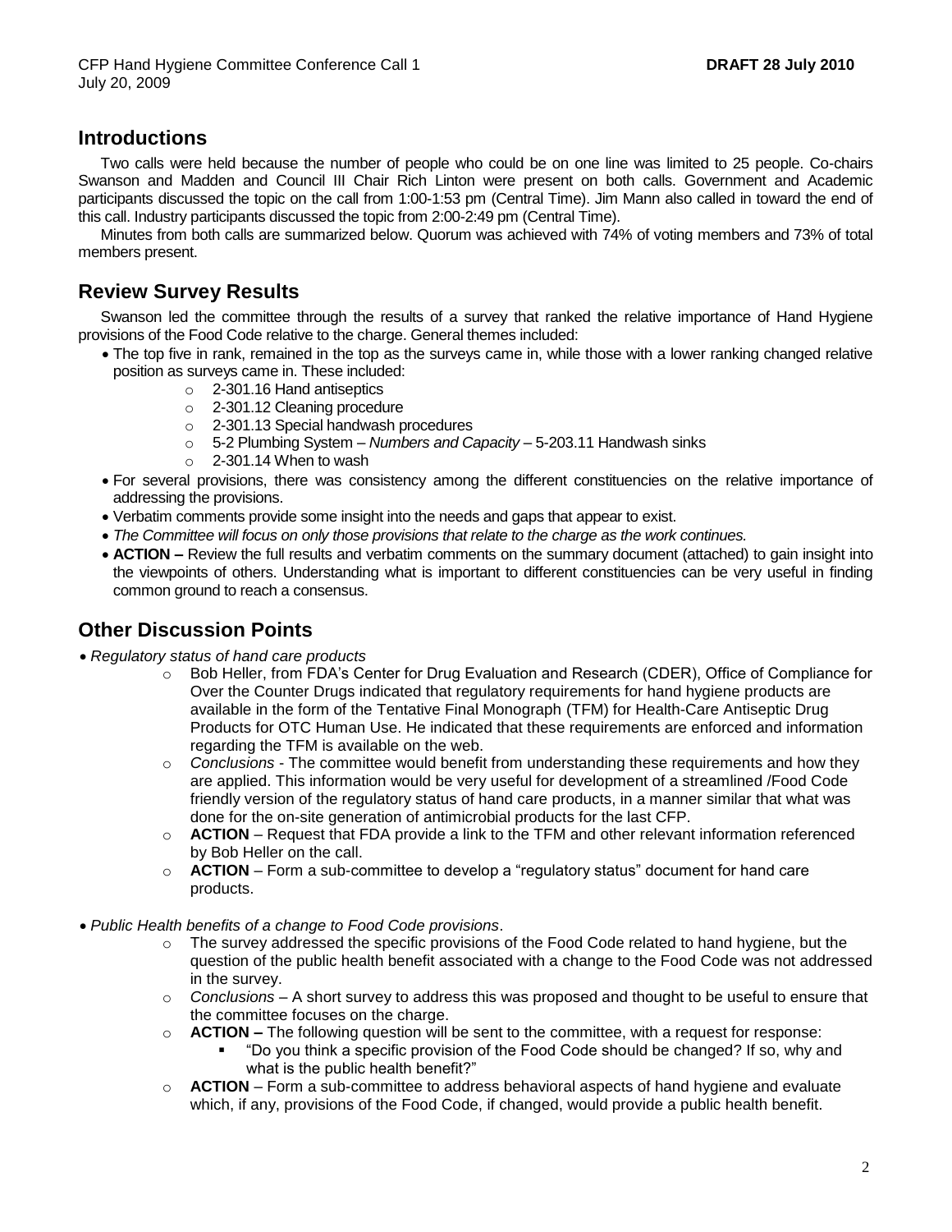## Introductions

Two calls were held because the number of people who could be on one line was limited to 25 people. Co-chairs Swanson and Madden and Council III Chair Rich Linton were present on both calls. Government and Academic participants discussed the topic on the call from 1:00-1:53 pm (Central Time). Jim Mann also called in toward the end of this call. Industry participants discussed the topic from 2:00-2:49 pm (Central Time).

Minutes from both calls are summarized below. Quorum was achieved with 74% of voting members and 73% of total members present.

## Review Survey Results

Swanson led the committee through the results of a survey that ranked the relative importance of Hand Hygiene provisions of the Food Code relative to the charge. General themes included:

- The top five in rank, remained in the top as the surveys came in, while those with a lower ranking changed relative position as surveys came in. These included:
  - 2-301.16 Hand antiseptics
  - 2-301.12 Cleaning procedure
  - 2-301.13 Special handwash procedures
  - 5-2 Plumbing System – *Numbers and Capacity* – 5-203.11 Handwash sinks
  - 2-301.14 When to wash
- For several provisions, there was consistency among the different constituencies on the relative importance of addressing the provisions.
- Verbatim comments provide some insight into the needs and gaps that appear to exist.
- *The Committee will focus on only those provisions that relate to the charge as the work continues.*
- **ACTION –** Review the full results and verbatim comments on the summary document (attached) to gain insight into the viewpoints of others. Understanding what is important to different constituencies can be very useful in finding common ground to reach a consensus.

## Other Discussion Points

- *Regulatory status of hand care products*
  - Bob Heller, from FDA's Center for Drug Evaluation and Research (CDER), Office of Compliance for Over the Counter Drugs indicated that regulatory requirements for hand hygiene products are available in the form of the Tentative Final Monograph (TFM) for Health-Care Antiseptic Drug Products for OTC Human Use. He indicated that these requirements are enforced and information regarding the TFM is available on the web.
  - *Conclusions* - The committee would benefit from understanding these requirements and how they are applied. This information would be very useful for development of a streamlined /Food Code friendly version of the regulatory status of hand care products, in a manner similar that what was done for the on-site generation of antimicrobial products for the last CFP.
  - **ACTION** – Request that FDA provide a link to the TFM and other relevant information referenced by Bob Heller on the call.
  - **ACTION** – Form a sub-committee to develop a "regulatory status" document for hand care products.

- *Public Health benefits of a change to Food Code provisions*.
  - The survey addressed the specific provisions of the Food Code related to hand hygiene, but the question of the public health benefit associated with a change to the Food Code was not addressed in the survey.
  - *Conclusions* – A short survey to address this was proposed and thought to be useful to ensure that the committee focuses on the charge.
  - **ACTION –** The following question will be sent to the committee, with a request for response:
    - "Do you think a specific provision of the Food Code should be changed? If so, why and what is the public health benefit?"
  - **ACTION** – Form a sub-committee to address behavioral aspects of hand hygiene and evaluate which, if any, provisions of the Food Code, if changed, would provide a public health benefit.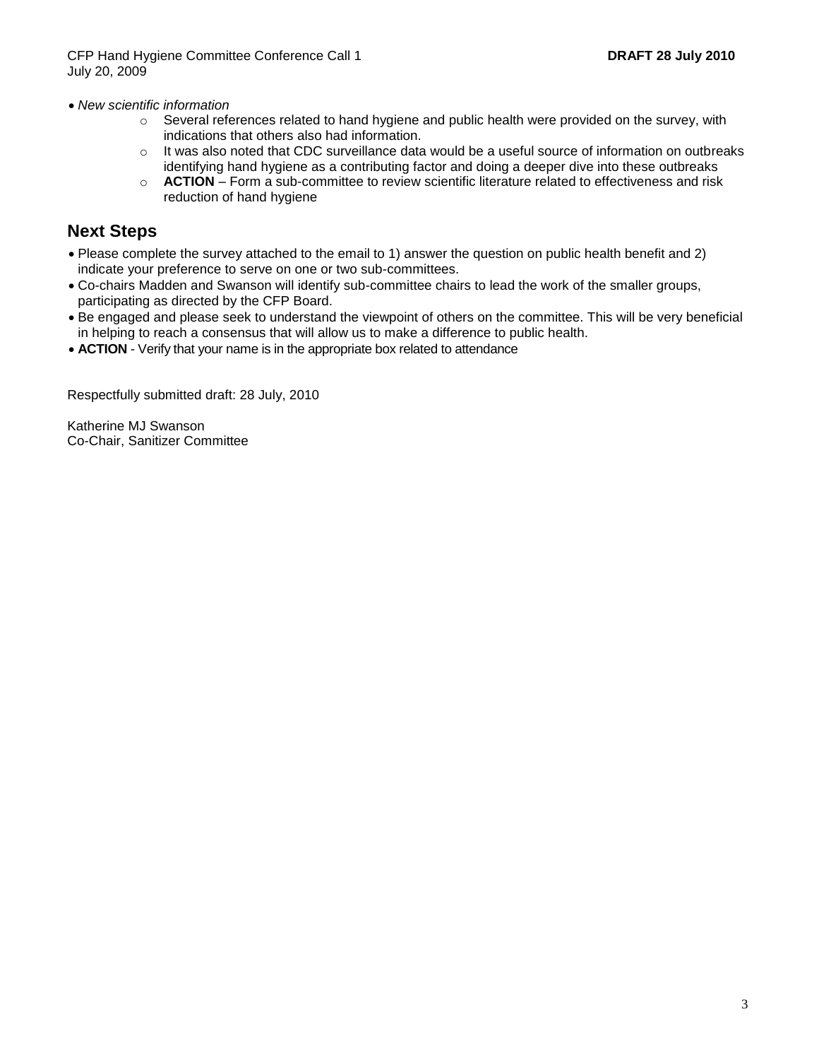- *New scientific information*
  - Several references related to hand hygiene and public health were provided on the survey, with indications that others also had information.
  - It was also noted that CDC surveillance data would be a useful source of information on outbreaks identifying hand hygiene as a contributing factor and doing a deeper dive into these outbreaks
  - **ACTION** – Form a sub-committee to review scientific literature related to effectiveness and risk reduction of hand hygiene

## Next Steps

- Please complete the survey attached to the email to 1) answer the question on public health benefit and 2) indicate your preference to serve on one or two sub-committees.
- Co-chairs Madden and Swanson will identify sub-committee chairs to lead the work of the smaller groups, participating as directed by the CFP Board.
- Be engaged and please seek to understand the viewpoint of others on the committee. This will be very beneficial in helping to reach a consensus that will allow us to make a difference to public health.
- **ACTION** - Verify that your name is in the appropriate box related to attendance

Respectfully submitted draft: 28 July, 2010

Katherine MJ Swanson
Co-Chair, Sanitizer Committee